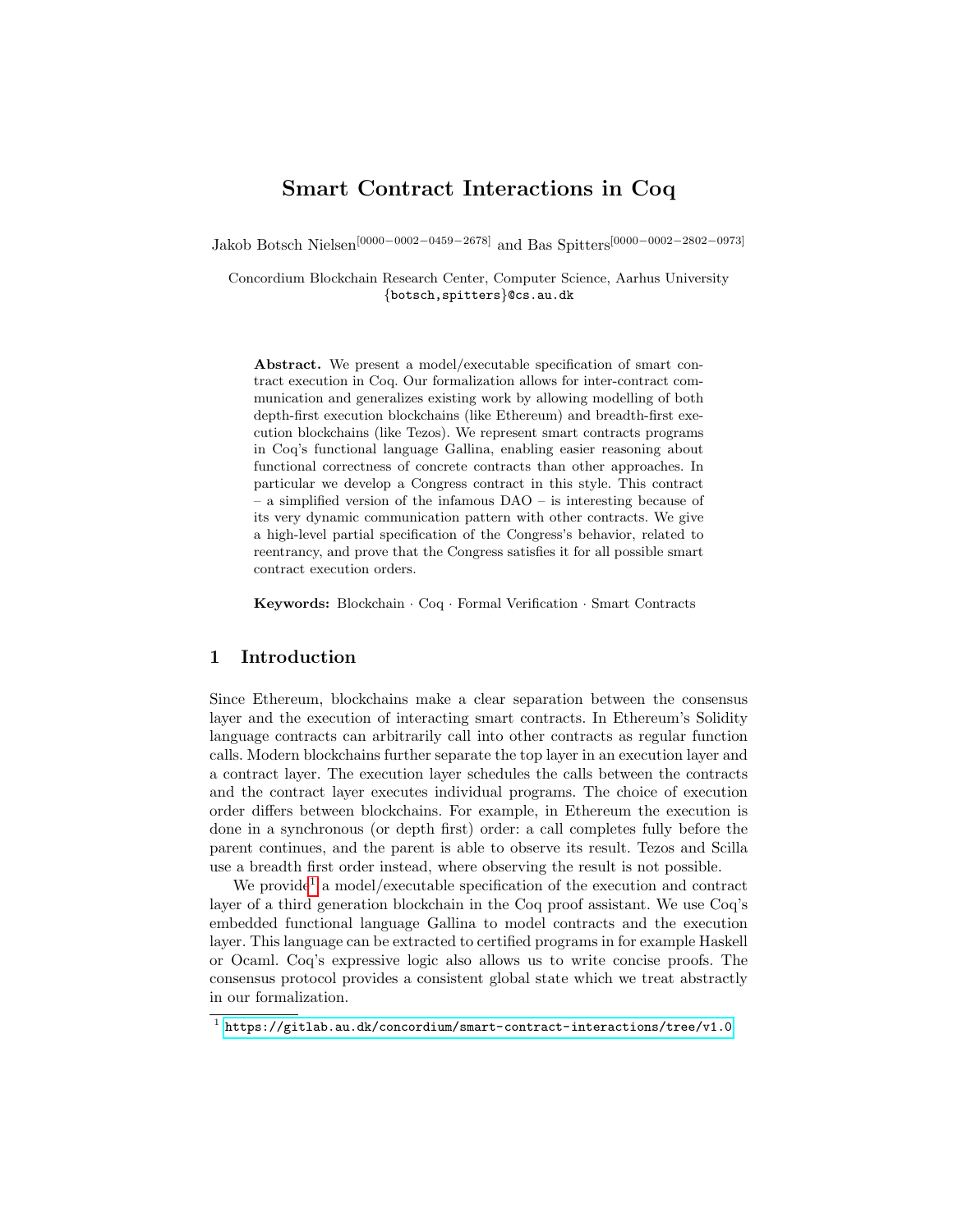# Smart Contract Interactions in Coq

Jakob Botsch Nielsen[0000−0002−0459−2678] and Bas Spitters[0000−0002−2802−0973]

Concordium Blockchain Research Center, Computer Science, Aarhus University
{botsch,spitters}@cs.au.dk

**Abstract.** We present a model/executable specification of smart contract execution in Coq. Our formalization allows for inter-contract communication and generalizes existing work by allowing modelling of both depth-first execution blockchains (like Ethereum) and breadth-first execution blockchains (like Tezos). We represent smart contracts programs in Coq's functional language Gallina, enabling easier reasoning about functional correctness of concrete contracts than other approaches. In particular we develop a Congress contract in this style. This contract – a simplified version of the infamous DAO – is interesting because of its very dynamic communication pattern with other contracts. We give a high-level partial specification of the Congress's behavior, related to reentrancy, and prove that the Congress satisfies it for all possible smart contract execution orders.

**Keywords:** Blockchain · Coq · Formal Verification · Smart Contracts

## 1 Introduction

Since Ethereum, blockchains make a clear separation between the consensus layer and the execution of interacting smart contracts. In Ethereum's Solidity language contracts can arbitrarily call into other contracts as regular function calls. Modern blockchains further separate the top layer in an execution layer and a contract layer. The execution layer schedules the calls between the contracts and the contract layer executes individual programs. The choice of execution order differs between blockchains. For example, in Ethereum the execution is done in a synchronous (or depth first) order: a call completes fully before the parent continues, and the parent is able to observe its result. Tezos and Scilla use a breadth first order instead, where observing the result is not possible.

We provide[1] a model/executable specification of the execution and contract layer of a third generation blockchain in the Coq proof assistant. We use Coq's embedded functional language Gallina to model contracts and the execution layer. This language can be extracted to certified programs in for example Haskell or Ocaml. Coq's expressive logic also allows us to write concise proofs. The consensus protocol provides a consistent global state which we treat abstractly in our formalization.

[1] https://gitlab.au.dk/concordium/smart-contract-interactions/tree/v1.0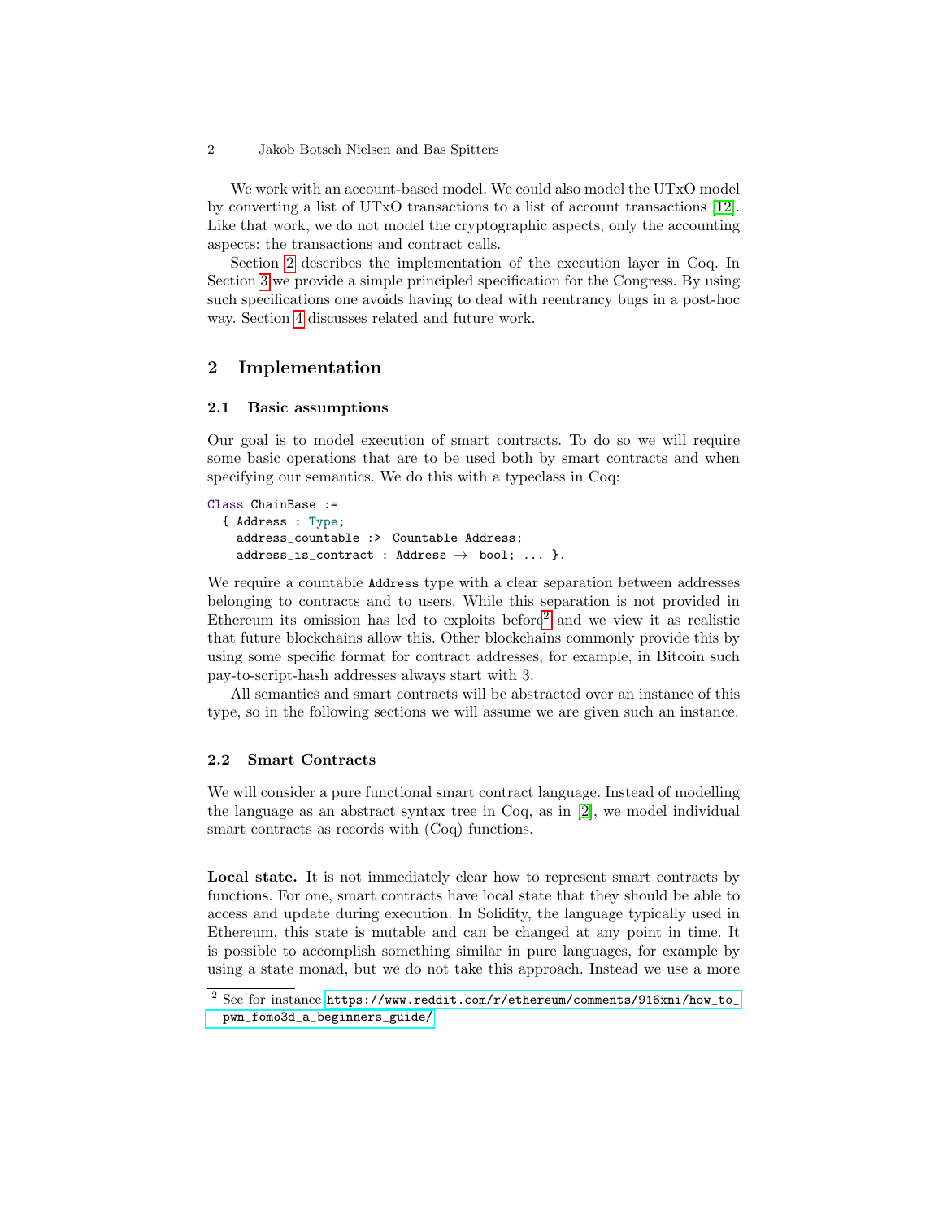We work with an account-based model. We could also model the UTxO model by converting a list of UTxO transactions to a list of account transactions [12]. Like that work, we do not model the cryptographic aspects, only the accounting aspects: the transactions and contract calls.

Section 2 describes the implementation of the execution layer in Coq. In Section 3 we provide a simple principled specification for the Congress. By using such specifications one avoids having to deal with reentrancy bugs in a post-hoc way. Section 4 discusses related and future work.

## 2 Implementation

### 2.1 Basic assumptions

Our goal is to model execution of smart contracts. To do so we will require some basic operations that are to be used both by smart contracts and when specifying our semantics. We do this with a typeclass in Coq:

```
Class ChainBase :=
  { Address : Type;
    address_countable :> Countable Address;
    address_is_contract : Address → bool; ... }.
```

We require a countable `Address` type with a clear separation between addresses belonging to contracts and to users. While this separation is not provided in Ethereum its omission has led to exploits before[2] and we view it as realistic that future blockchains allow this. Other blockchains commonly provide this by using some specific format for contract addresses, for example, in Bitcoin such pay-to-script-hash addresses always start with 3.

All semantics and smart contracts will be abstracted over an instance of this type, so in the following sections we will assume we are given such an instance.

### 2.2 Smart Contracts

We will consider a pure functional smart contract language. Instead of modelling the language as an abstract syntax tree in Coq, as in [2], we model individual smart contracts as records with (Coq) functions.

**Local state.** It is not immediately clear how to represent smart contracts by functions. For one, smart contracts have local state that they should be able to access and update during execution. In Solidity, the language typically used in Ethereum, this state is mutable and can be changed at any point in time. It is possible to accomplish something similar in pure languages, for example by using a state monad, but we do not take this approach. Instead we use a more

[2] See for instance https://www.reddit.com/r/ethereum/comments/916xni/how_to_pwn_fomo3d_a_beginners_guide/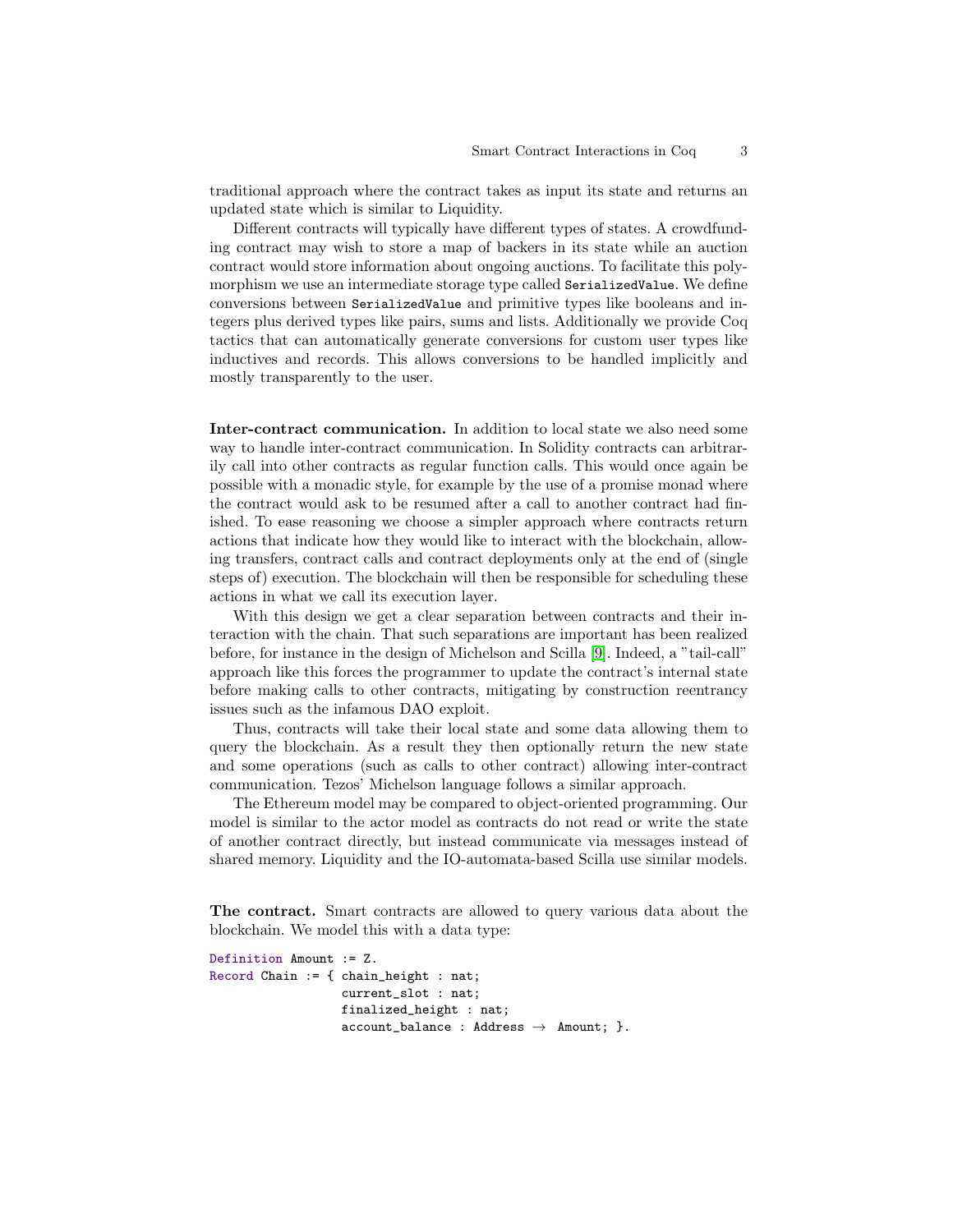traditional approach where the contract takes as input its state and returns an updated state which is similar to Liquidity.

Different contracts will typically have different types of states. A crowdfunding contract may wish to store a map of backers in its state while an auction contract would store information about ongoing auctions. To facilitate this polymorphism we use an intermediate storage type called `SerializedValue`. We define conversions between `SerializedValue` and primitive types like booleans and integers plus derived types like pairs, sums and lists. Additionally we provide Coq tactics that can automatically generate conversions for custom user types like inductives and records. This allows conversions to be handled implicitly and mostly transparently to the user.

**Inter-contract communication.** In addition to local state we also need some way to handle inter-contract communication. In Solidity contracts can arbitrarily call into other contracts as regular function calls. This would once again be possible with a monadic style, for example by the use of a promise monad where the contract would ask to be resumed after a call to another contract had finished. To ease reasoning we choose a simpler approach where contracts return actions that indicate how they would like to interact with the blockchain, allowing transfers, contract calls and contract deployments only at the end of (single steps of) execution. The blockchain will then be responsible for scheduling these actions in what we call its execution layer.

With this design we get a clear separation between contracts and their interaction with the chain. That such separations are important has been realized before, for instance in the design of Michelson and Scilla [9]. Indeed, a "tail-call" approach like this forces the programmer to update the contract's internal state before making calls to other contracts, mitigating by construction reentrancy issues such as the infamous DAO exploit.

Thus, contracts will take their local state and some data allowing them to query the blockchain. As a result they then optionally return the new state and some operations (such as calls to other contract) allowing inter-contract communication. Tezos' Michelson language follows a similar approach.

The Ethereum model may be compared to object-oriented programming. Our model is similar to the actor model as contracts do not read or write the state of another contract directly, but instead communicate via messages instead of shared memory. Liquidity and the IO-automata-based Scilla use similar models.

**The contract.** Smart contracts are allowed to query various data about the blockchain. We model this with a data type:

```
Definition Amount := Z.
Record Chain := { chain_height : nat;
                  current_slot : nat;
                  finalized_height : nat;
                  account_balance : Address → Amount; }.
```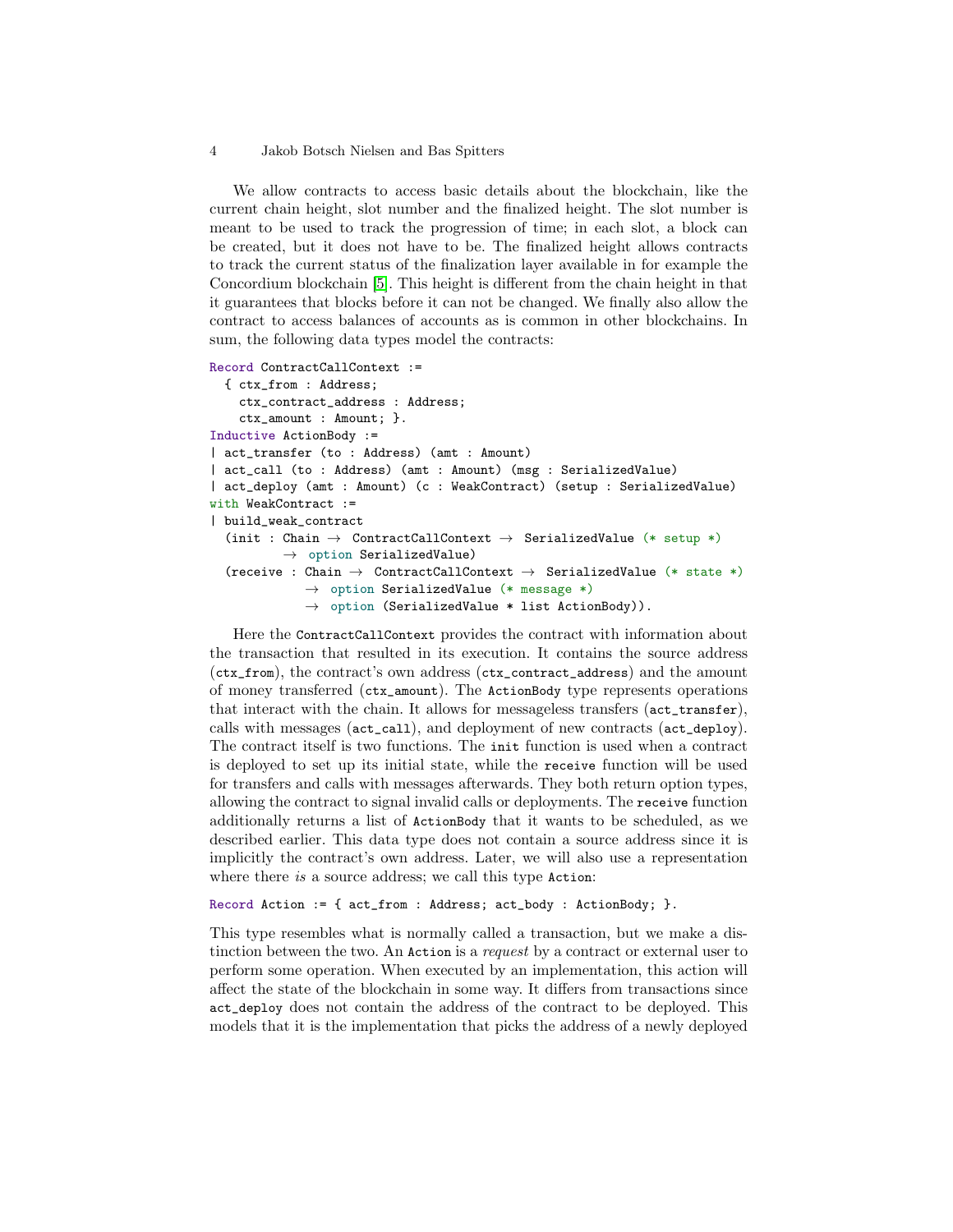We allow contracts to access basic details about the blockchain, like the current chain height, slot number and the finalized height. The slot number is meant to be used to track the progression of time; in each slot, a block can be created, but it does not have to be. The finalized height allows contracts to track the current status of the finalization layer available in for example the Concordium blockchain [5]. This height is different from the chain height in that it guarantees that blocks before it can not be changed. We finally also allow the contract to access balances of accounts as is common in other blockchains. In sum, the following data types model the contracts:

```
Record ContractCallContext :=
  { ctx_from : Address;
    ctx_contract_address : Address;
    ctx_amount : Amount; }.
Inductive ActionBody :=
| act_transfer (to : Address) (amt : Amount)
| act_call (to : Address) (amt : Amount) (msg : SerializedValue)
| act_deploy (amt : Amount) (c : WeakContract) (setup : SerializedValue)
with WeakContract :=
| build_weak_contract
  (init : Chain → ContractCallContext → SerializedValue (* setup *)
        → option SerializedValue)
  (receive : Chain → ContractCallContext → SerializedValue (* state *)
           → option SerializedValue (* message *)
           → option (SerializedValue * list ActionBody)).
```

Here the `ContractCallContext` provides the contract with information about the transaction that resulted in its execution. It contains the source address (`ctx_from`), the contract's own address (`ctx_contract_address`) and the amount of money transferred (`ctx_amount`). The `ActionBody` type represents operations that interact with the chain. It allows for messageless transfers (`act_transfer`), calls with messages (`act_call`), and deployment of new contracts (`act_deploy`). The contract itself is two functions. The `init` function is used when a contract is deployed to set up its initial state, while the `receive` function will be used for transfers and calls with messages afterwards. They both return option types, allowing the contract to signal invalid calls or deployments. The `receive` function additionally returns a list of `ActionBody` that it wants to be scheduled, as we described earlier. This data type does not contain a source address since it is implicitly the contract's own address. Later, we will also use a representation where there *is* a source address; we call this type `Action`:

```
Record Action := { act_from : Address; act_body : ActionBody; }.
```

This type resembles what is normally called a transaction, but we make a distinction between the two. An `Action` is a *request* by a contract or external user to perform some operation. When executed by an implementation, this action will affect the state of the blockchain in some way. It differs from transactions since `act_deploy` does not contain the address of the contract to be deployed. This models that it is the implementation that picks the address of a newly deployed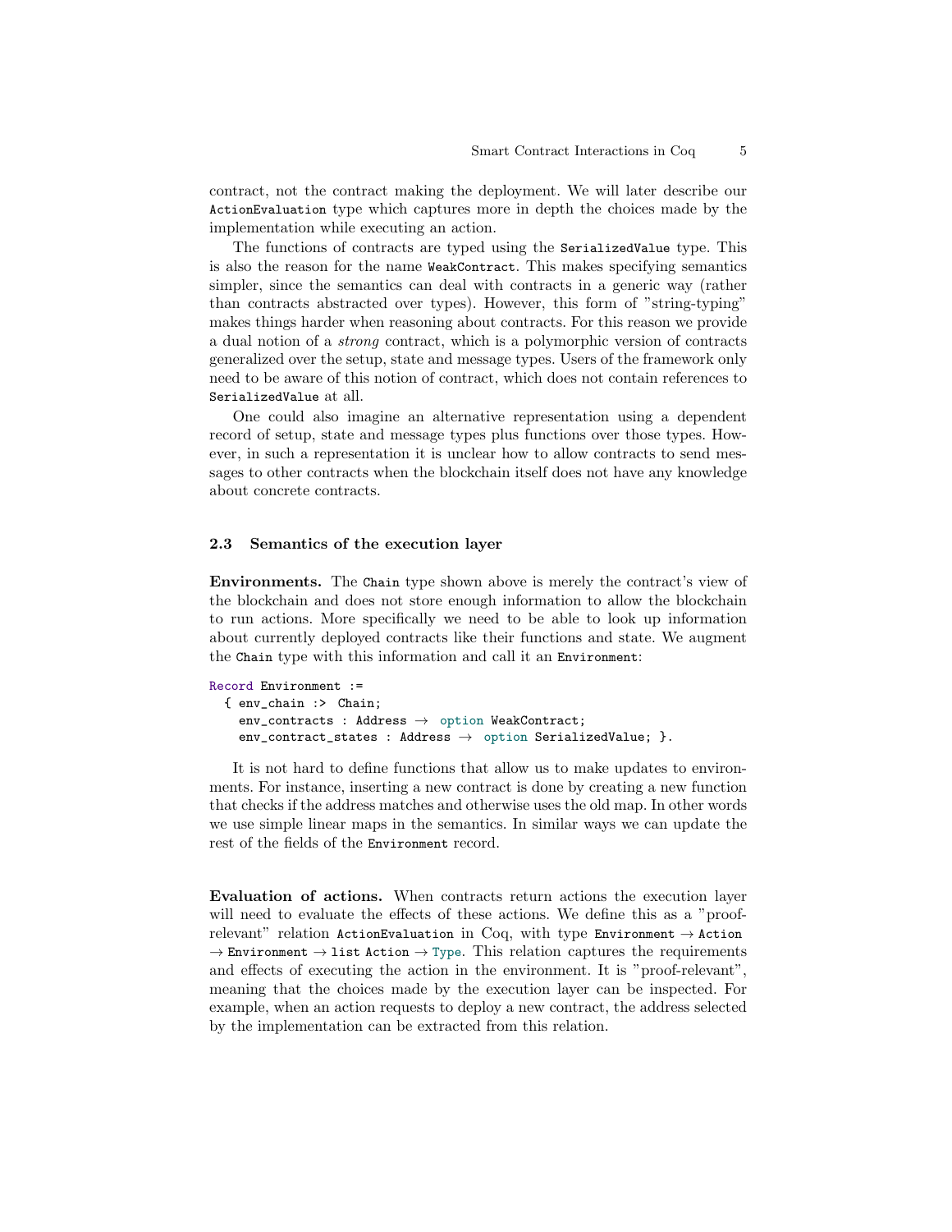contract, not the contract making the deployment. We will later describe our `ActionEvaluation` type which captures more in depth the choices made by the implementation while executing an action.

The functions of contracts are typed using the `SerializedValue` type. This is also the reason for the name `WeakContract`. This makes specifying semantics simpler, since the semantics can deal with contracts in a generic way (rather than contracts abstracted over types). However, this form of "string-typing" makes things harder when reasoning about contracts. For this reason we provide a dual notion of a *strong* contract, which is a polymorphic version of contracts generalized over the setup, state and message types. Users of the framework only need to be aware of this notion of contract, which does not contain references to `SerializedValue` at all.

One could also imagine an alternative representation using a dependent record of setup, state and message types plus functions over those types. However, in such a representation it is unclear how to allow contracts to send messages to other contracts when the blockchain itself does not have any knowledge about concrete contracts.

### 2.3 Semantics of the execution layer

**Environments.** The `Chain` type shown above is merely the contract's view of the blockchain and does not store enough information to allow the blockchain to run actions. More specifically we need to be able to look up information about currently deployed contracts like their functions and state. We augment the `Chain` type with this information and call it an `Environment`:

```
Record Environment :=
  { env_chain :> Chain;
    env_contracts : Address → option WeakContract;
    env_contract_states : Address → option SerializedValue; }.
```

It is not hard to define functions that allow us to make updates to environments. For instance, inserting a new contract is done by creating a new function that checks if the address matches and otherwise uses the old map. In other words we use simple linear maps in the semantics. In similar ways we can update the rest of the fields of the `Environment` record.

**Evaluation of actions.** When contracts return actions the execution layer will need to evaluate the effects of these actions. We define this as a "proof-relevant" relation `ActionEvaluation` in Coq, with type `Environment → Action → Environment → list Action → Type`. This relation captures the requirements and effects of executing the action in the environment. It is "proof-relevant", meaning that the choices made by the execution layer can be inspected. For example, when an action requests to deploy a new contract, the address selected by the implementation can be extracted from this relation.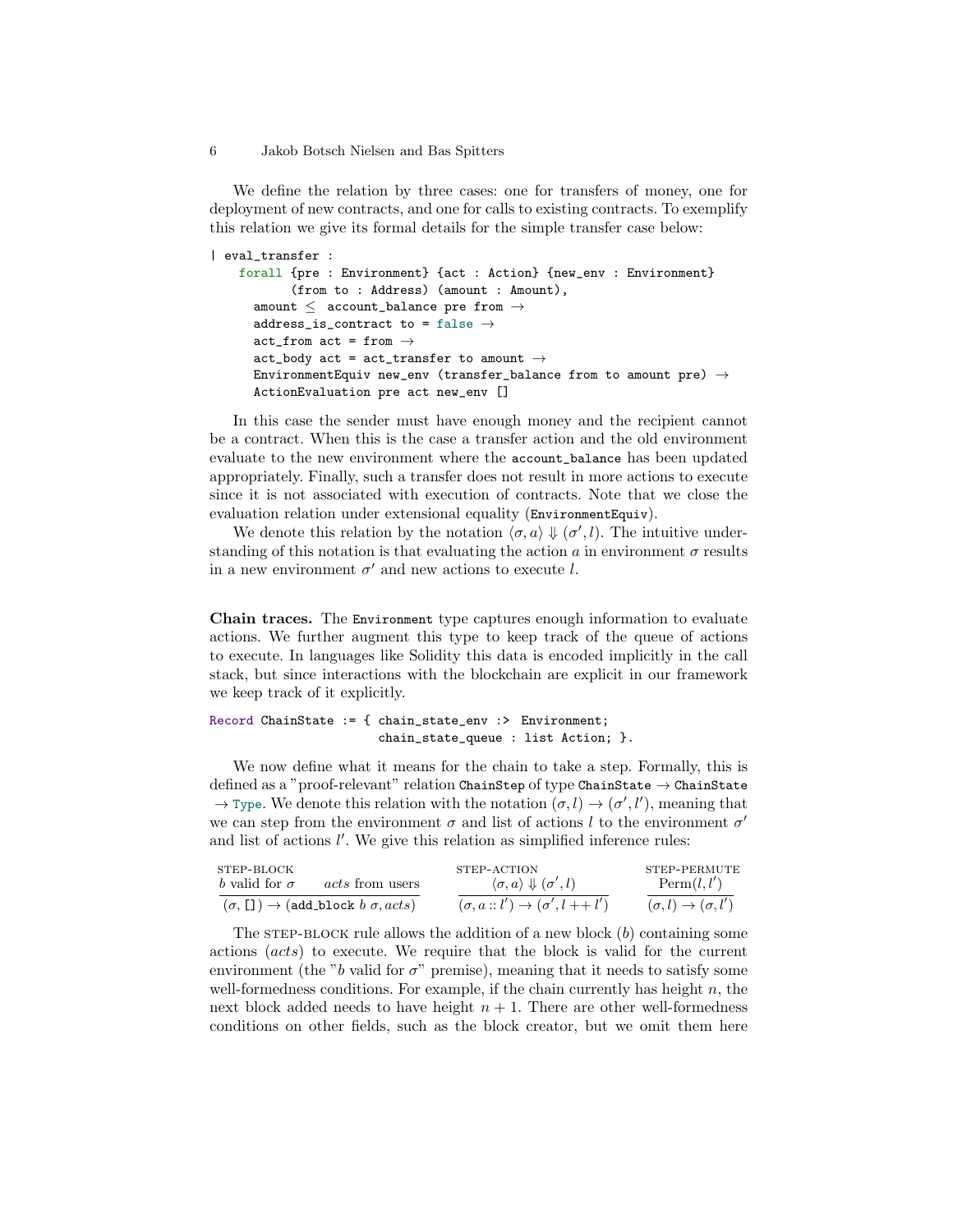We define the relation by three cases: one for transfers of money, one for deployment of new contracts, and one for calls to existing contracts. To exemplify this relation we give its formal details for the simple transfer case below:

```
| eval_transfer :
    forall {pre : Environment} {act : Action} {new_env : Environment}
          (from to : Address) (amount : Amount),
      amount ≤  account_balance pre from →
      address_is_contract to = false →
      act_from act = from →
      act_body act = act_transfer to amount →
      EnvironmentEquiv new_env (transfer_balance from to amount pre) →
      ActionEvaluation pre act new_env []
```

In this case the sender must have enough money and the recipient cannot be a contract. When this is the case a transfer action and the old environment evaluate to the new environment where the `account_balance` has been updated appropriately. Finally, such a transfer does not result in more actions to execute since it is not associated with execution of contracts. Note that we close the evaluation relation under extensional equality (`EnvironmentEquiv`).

We denote this relation by the notation $\langle \sigma, a \rangle \Downarrow (\sigma', l)$. The intuitive understanding of this notation is that evaluating the action $a$ in environment $\sigma$ results in a new environment $\sigma'$ and new actions to execute $l$.

**Chain traces.** The `Environment` type captures enough information to evaluate actions. We further augment this type to keep track of the queue of actions to execute. In languages like Solidity this data is encoded implicitly in the call stack, but since interactions with the blockchain are explicit in our framework we keep track of it explicitly.

```
Record ChainState := { chain_state_env :> Environment;
                       chain_state_queue : list Action; }.
```

We now define what it means for the chain to take a step. Formally, this is defined as a "proof-relevant" relation `ChainStep` of type `ChainState` → `ChainState` → `Type`. We denote this relation with the notation $(\sigma, l) \rightarrow (\sigma', l')$, meaning that we can step from the environment $\sigma$ and list of actions $l$ to the environment $\sigma'$ and list of actions $l'$. We give this relation as simplified inference rules:

$$\textsc{step-block}\ \frac{b \text{ valid for } \sigma \qquad acts \text{ from users}}{(\sigma, \texttt{[]}) \rightarrow (\texttt{add\_block}\ b\ \sigma, acts)} \qquad \textsc{step-action}\ \frac{\langle \sigma, a \rangle \Downarrow (\sigma', l)}{(\sigma, a :: l') \rightarrow (\sigma', l \mathbin{++} l')} \qquad \textsc{step-permute}\ \frac{\mathrm{Perm}(l, l')}{(\sigma, l) \rightarrow (\sigma, l')}$$

The STEP-BLOCK rule allows the addition of a new block ($b$) containing some actions ($acts$) to execute. We require that the block is valid for the current environment (the "$b$ valid for $\sigma$" premise), meaning that it needs to satisfy some well-formedness conditions. For example, if the chain currently has height $n$, the next block added needs to have height $n + 1$. There are other well-formedness conditions on other fields, such as the block creator, but we omit them here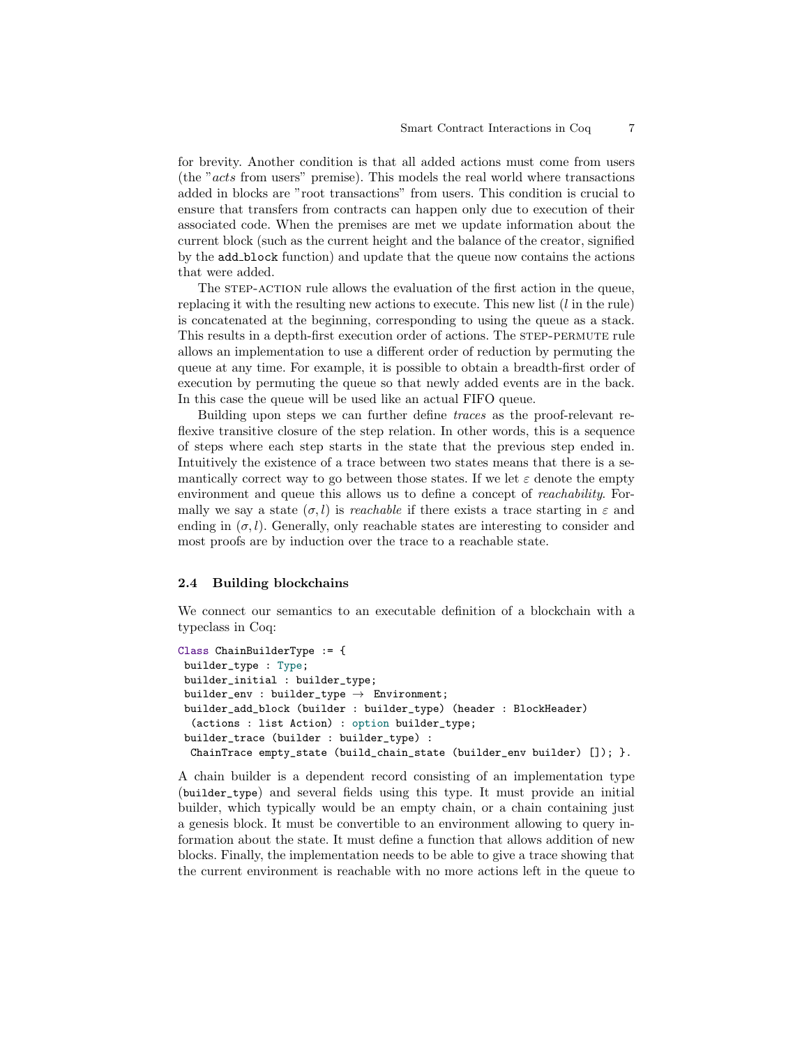for brevity. Another condition is that all added actions must come from users (the "*acts* from users" premise). This models the real world where transactions added in blocks are "root transactions" from users. This condition is crucial to ensure that transfers from contracts can happen only due to execution of their associated code. When the premises are met we update information about the current block (such as the current height and the balance of the creator, signified by the `add_block` function) and update that the queue now contains the actions that were added.

The STEP-ACTION rule allows the evaluation of the first action in the queue, replacing it with the resulting new actions to execute. This new list ($l$ in the rule) is concatenated at the beginning, corresponding to using the queue as a stack. This results in a depth-first execution order of actions. The STEP-PERMUTE rule allows an implementation to use a different order of reduction by permuting the queue at any time. For example, it is possible to obtain a breadth-first order of execution by permuting the queue so that newly added events are in the back. In this case the queue will be used like an actual FIFO queue.

Building upon steps we can further define *traces* as the proof-relevant reflexive transitive closure of the step relation. In other words, this is a sequence of steps where each step starts in the state that the previous step ended in. Intuitively the existence of a trace between two states means that there is a semantically correct way to go between those states. If we let $\varepsilon$ denote the empty environment and queue this allows us to define a concept of *reachability*. Formally we say a state $(\sigma, l)$ is *reachable* if there exists a trace starting in $\varepsilon$ and ending in $(\sigma, l)$. Generally, only reachable states are interesting to consider and most proofs are by induction over the trace to a reachable state.

### 2.4 Building blockchains

We connect our semantics to an executable definition of a blockchain with a typeclass in Coq:

```
Class ChainBuilderType := {
 builder_type : Type;
 builder_initial : builder_type;
 builder_env : builder_type → Environment;
 builder_add_block (builder : builder_type) (header : BlockHeader)
  (actions : list Action) : option builder_type;
 builder_trace (builder : builder_type) :
  ChainTrace empty_state (build_chain_state (builder_env builder) []); }.
```

A chain builder is a dependent record consisting of an implementation type (`builder_type`) and several fields using this type. It must provide an initial builder, which typically would be an empty chain, or a chain containing just a genesis block. It must be convertible to an environment allowing to query information about the state. It must define a function that allows addition of new blocks. Finally, the implementation needs to be able to give a trace showing that the current environment is reachable with no more actions left in the queue to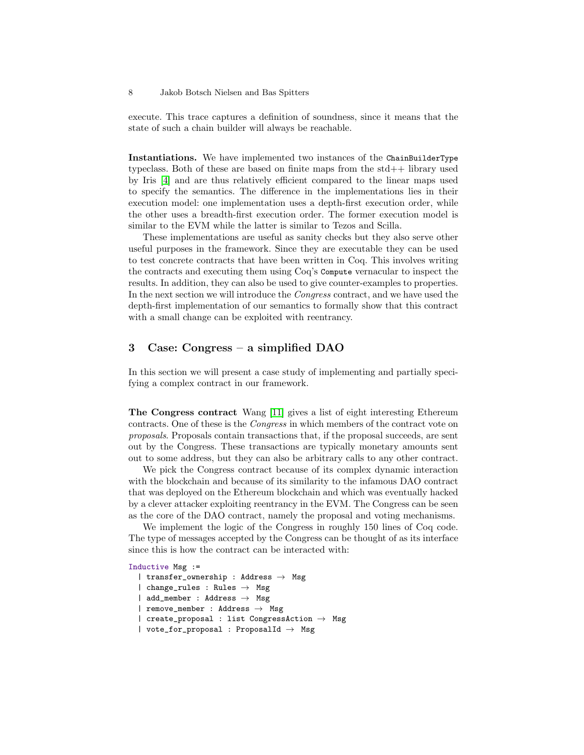execute. This trace captures a definition of soundness, since it means that the state of such a chain builder will always be reachable.

**Instantiations.** We have implemented two instances of the `ChainBuilderType` typeclass. Both of these are based on finite maps from the std++ library used by Iris [4] and are thus relatively efficient compared to the linear maps used to specify the semantics. The difference in the implementations lies in their execution model: one implementation uses a depth-first execution order, while the other uses a breadth-first execution order. The former execution model is similar to the EVM while the latter is similar to Tezos and Scilla.

These implementations are useful as sanity checks but they also serve other useful purposes in the framework. Since they are executable they can be used to test concrete contracts that have been written in Coq. This involves writing the contracts and executing them using Coq's `Compute` vernacular to inspect the results. In addition, they can also be used to give counter-examples to properties. In the next section we will introduce the *Congress* contract, and we have used the depth-first implementation of our semantics to formally show that this contract with a small change can be exploited with reentrancy.

## 3 Case: Congress – a simplified DAO

In this section we will present a case study of implementing and partially specifying a complex contract in our framework.

**The Congress contract** Wang [11] gives a list of eight interesting Ethereum contracts. One of these is the *Congress* in which members of the contract vote on *proposals*. Proposals contain transactions that, if the proposal succeeds, are sent out by the Congress. These transactions are typically monetary amounts sent out to some address, but they can also be arbitrary calls to any other contract.

We pick the Congress contract because of its complex dynamic interaction with the blockchain and because of its similarity to the infamous DAO contract that was deployed on the Ethereum blockchain and which was eventually hacked by a clever attacker exploiting reentrancy in the EVM. The Congress can be seen as the core of the DAO contract, namely the proposal and voting mechanisms.

We implement the logic of the Congress in roughly 150 lines of Coq code. The type of messages accepted by the Congress can be thought of as its interface since this is how the contract can be interacted with:

```
Inductive Msg :=
  | transfer_ownership : Address → Msg
  | change_rules : Rules → Msg
  | add_member : Address → Msg
  | remove_member : Address → Msg
  | create_proposal : list CongressAction → Msg
  | vote_for_proposal : ProposalId → Msg
```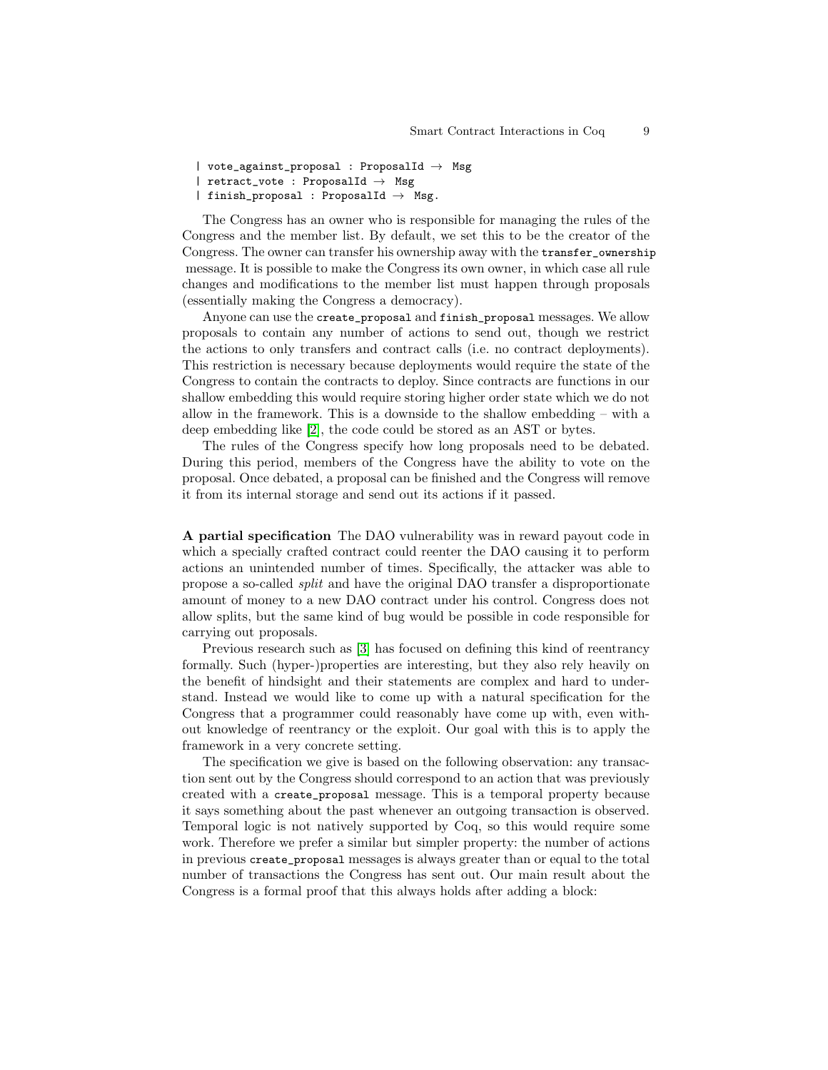```
  | vote_against_proposal : ProposalId → Msg
  | retract_vote : ProposalId → Msg
  | finish_proposal : ProposalId → Msg.
```

The Congress has an owner who is responsible for managing the rules of the Congress and the member list. By default, we set this to be the creator of the Congress. The owner can transfer his ownership away with the `transfer_ownership` message. It is possible to make the Congress its own owner, in which case all rule changes and modifications to the member list must happen through proposals (essentially making the Congress a democracy).

Anyone can use the `create_proposal` and `finish_proposal` messages. We allow proposals to contain any number of actions to send out, though we restrict the actions to only transfers and contract calls (i.e. no contract deployments). This restriction is necessary because deployments would require the state of the Congress to contain the contracts to deploy. Since contracts are functions in our shallow embedding this would require storing higher order state which we do not allow in the framework. This is a downside to the shallow embedding – with a deep embedding like [2], the code could be stored as an AST or bytes.

The rules of the Congress specify how long proposals need to be debated. During this period, members of the Congress have the ability to vote on the proposal. Once debated, a proposal can be finished and the Congress will remove it from its internal storage and send out its actions if it passed.

**A partial specification** The DAO vulnerability was in reward payout code in which a specially crafted contract could reenter the DAO causing it to perform actions an unintended number of times. Specifically, the attacker was able to propose a so-called *split* and have the original DAO transfer a disproportionate amount of money to a new DAO contract under his control. Congress does not allow splits, but the same kind of bug would be possible in code responsible for carrying out proposals.

Previous research such as [3] has focused on defining this kind of reentrancy formally. Such (hyper-)properties are interesting, but they also rely heavily on the benefit of hindsight and their statements are complex and hard to understand. Instead we would like to come up with a natural specification for the Congress that a programmer could reasonably have come up with, even without knowledge of reentrancy or the exploit. Our goal with this is to apply the framework in a very concrete setting.

The specification we give is based on the following observation: any transaction sent out by the Congress should correspond to an action that was previously created with a `create_proposal` message. This is a temporal property because it says something about the past whenever an outgoing transaction is observed. Temporal logic is not natively supported by Coq, so this would require some work. Therefore we prefer a similar but simpler property: the number of actions in previous `create_proposal` messages is always greater than or equal to the total number of transactions the Congress has sent out. Our main result about the Congress is a formal proof that this always holds after adding a block: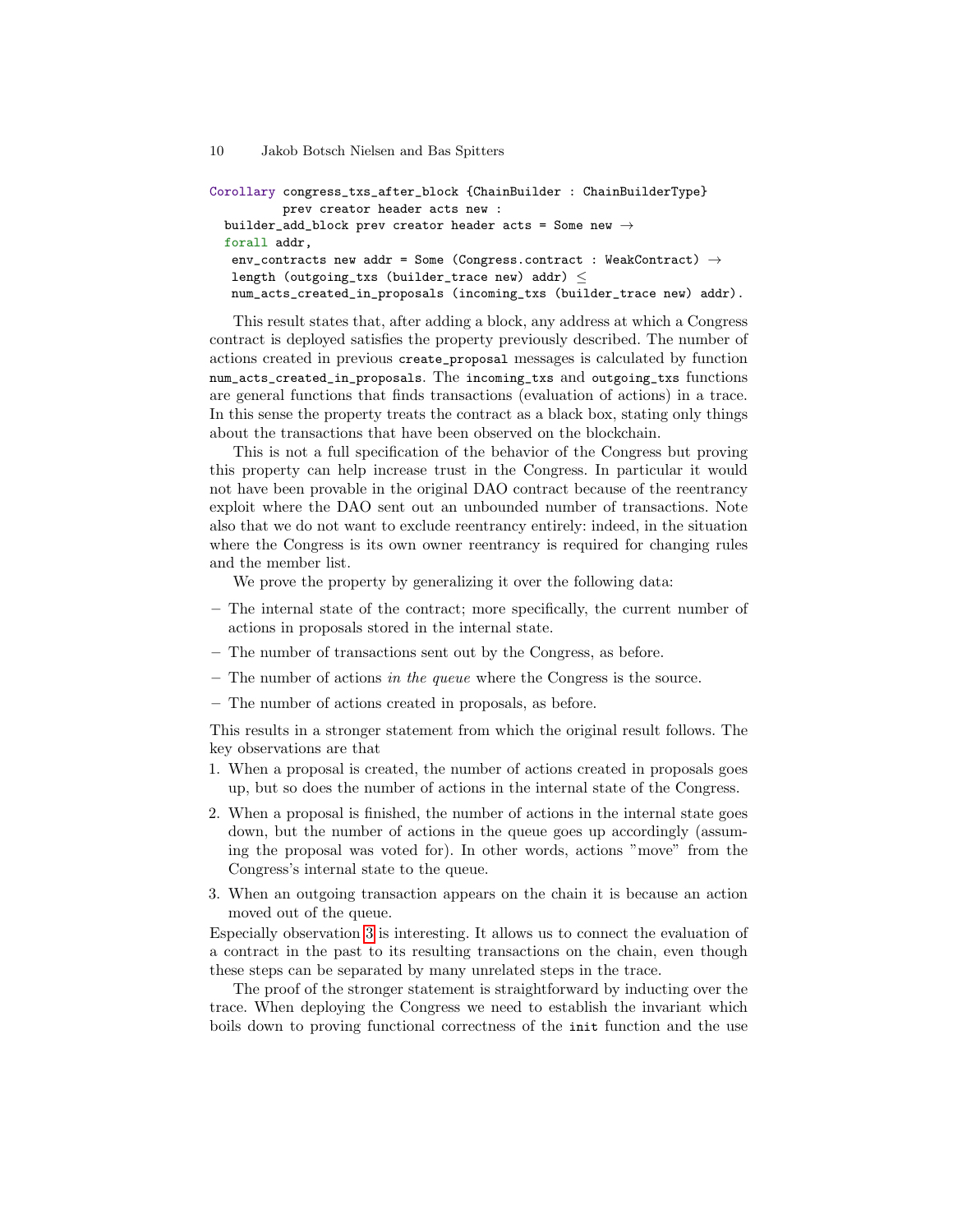```
Corollary congress_txs_after_block {ChainBuilder : ChainBuilderType}
          prev creator header acts new :
  builder_add_block prev creator header acts = Some new →
  forall addr,
   env_contracts new addr = Some (Congress.contract : WeakContract) →
   length (outgoing_txs (builder_trace new) addr) ≤
   num_acts_created_in_proposals (incoming_txs (builder_trace new) addr).
```

This result states that, after adding a block, any address at which a Congress contract is deployed satisfies the property previously described. The number of actions created in previous `create_proposal` messages is calculated by function `num_acts_created_in_proposals`. The `incoming_txs` and `outgoing_txs` functions are general functions that finds transactions (evaluation of actions) in a trace. In this sense the property treats the contract as a black box, stating only things about the transactions that have been observed on the blockchain.

This is not a full specification of the behavior of the Congress but proving this property can help increase trust in the Congress. In particular it would not have been provable in the original DAO contract because of the reentrancy exploit where the DAO sent out an unbounded number of transactions. Note also that we do not want to exclude reentrancy entirely: indeed, in the situation where the Congress is its own owner reentrancy is required for changing rules and the member list.

We prove the property by generalizing it over the following data:

- The internal state of the contract; more specifically, the current number of actions in proposals stored in the internal state.
- The number of transactions sent out by the Congress, as before.
- The number of actions *in the queue* where the Congress is the source.
- The number of actions created in proposals, as before.

This results in a stronger statement from which the original result follows. The key observations are that

1. When a proposal is created, the number of actions created in proposals goes up, but so does the number of actions in the internal state of the Congress.
2. When a proposal is finished, the number of actions in the internal state goes down, but the number of actions in the queue goes up accordingly (assuming the proposal was voted for). In other words, actions "move" from the Congress's internal state to the queue.
3. When an outgoing transaction appears on the chain it is because an action moved out of the queue.

Especially observation 3 is interesting. It allows us to connect the evaluation of a contract in the past to its resulting transactions on the chain, even though these steps can be separated by many unrelated steps in the trace.

The proof of the stronger statement is straightforward by inducting over the trace. When deploying the Congress we need to establish the invariant which boils down to proving functional correctness of the `init` function and the use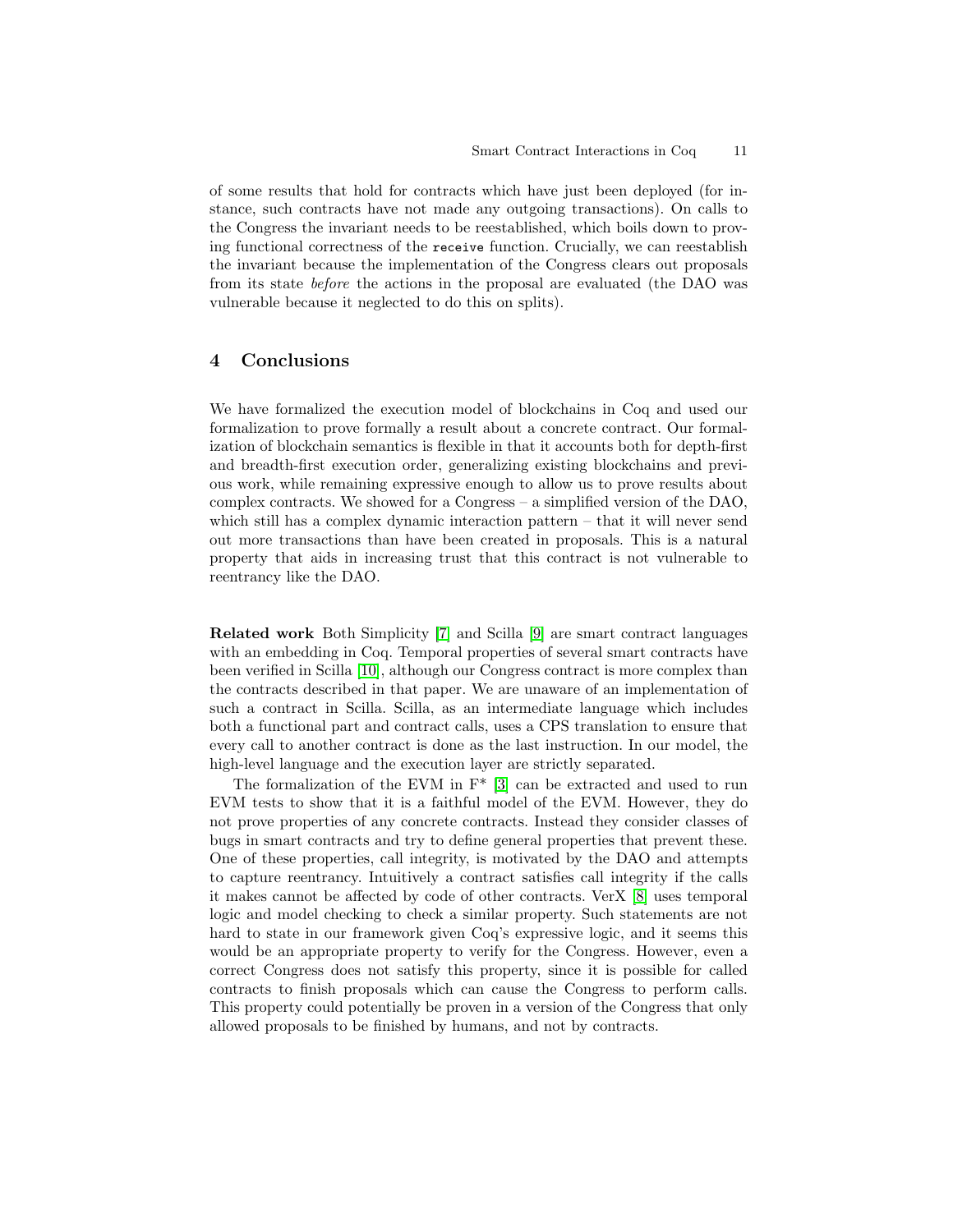of some results that hold for contracts which have just been deployed (for instance, such contracts have not made any outgoing transactions). On calls to the Congress the invariant needs to be reestablished, which boils down to proving functional correctness of the `receive` function. Crucially, we can reestablish the invariant because the implementation of the Congress clears out proposals from its state *before* the actions in the proposal are evaluated (the DAO was vulnerable because it neglected to do this on splits).

## 4 Conclusions

We have formalized the execution model of blockchains in Coq and used our formalization to prove formally a result about a concrete contract. Our formalization of blockchain semantics is flexible in that it accounts both for depth-first and breadth-first execution order, generalizing existing blockchains and previous work, while remaining expressive enough to allow us to prove results about complex contracts. We showed for a Congress – a simplified version of the DAO, which still has a complex dynamic interaction pattern – that it will never send out more transactions than have been created in proposals. This is a natural property that aids in increasing trust that this contract is not vulnerable to reentrancy like the DAO.

**Related work** Both Simplicity [7] and Scilla [9] are smart contract languages with an embedding in Coq. Temporal properties of several smart contracts have been verified in Scilla [10], although our Congress contract is more complex than the contracts described in that paper. We are unaware of an implementation of such a contract in Scilla. Scilla, as an intermediate language which includes both a functional part and contract calls, uses a CPS translation to ensure that every call to another contract is done as the last instruction. In our model, the high-level language and the execution layer are strictly separated.

The formalization of the EVM in F* [3] can be extracted and used to run EVM tests to show that it is a faithful model of the EVM. However, they do not prove properties of any concrete contracts. Instead they consider classes of bugs in smart contracts and try to define general properties that prevent these. One of these properties, call integrity, is motivated by the DAO and attempts to capture reentrancy. Intuitively a contract satisfies call integrity if the calls it makes cannot be affected by code of other contracts. VerX [8] uses temporal logic and model checking to check a similar property. Such statements are not hard to state in our framework given Coq's expressive logic, and it seems this would be an appropriate property to verify for the Congress. However, even a correct Congress does not satisfy this property, since it is possible for called contracts to finish proposals which can cause the Congress to perform calls. This property could potentially be proven in a version of the Congress that only allowed proposals to be finished by humans, and not by contracts.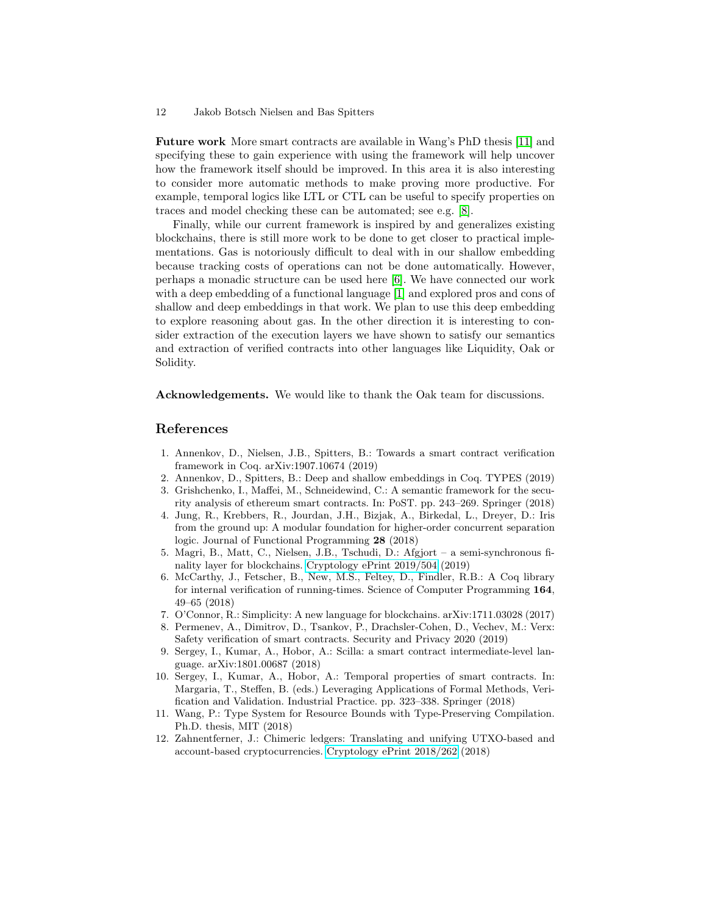**Future work** More smart contracts are available in Wang's PhD thesis [11] and specifying these to gain experience with using the framework will help uncover how the framework itself should be improved. In this area it is also interesting to consider more automatic methods to make proving more productive. For example, temporal logics like LTL or CTL can be useful to specify properties on traces and model checking these can be automated; see e.g. [8].

Finally, while our current framework is inspired by and generalizes existing blockchains, there is still more work to be done to get closer to practical implementations. Gas is notoriously difficult to deal with in our shallow embedding because tracking costs of operations can not be done automatically. However, perhaps a monadic structure can be used here [6]. We have connected our work with a deep embedding of a functional language [1] and explored pros and cons of shallow and deep embeddings in that work. We plan to use this deep embedding to explore reasoning about gas. In the other direction it is interesting to consider extraction of the execution layers we have shown to satisfy our semantics and extraction of verified contracts into other languages like Liquidity, Oak or Solidity.

**Acknowledgements.** We would like to thank the Oak team for discussions.

## References

1. Annenkov, D., Nielsen, J.B., Spitters, B.: Towards a smart contract verification framework in Coq. arXiv:1907.10674 (2019)
2. Annenkov, D., Spitters, B.: Deep and shallow embeddings in Coq. TYPES (2019)
3. Grishchenko, I., Maffei, M., Schneidewind, C.: A semantic framework for the security analysis of ethereum smart contracts. In: PoST. pp. 243–269. Springer (2018)
4. Jung, R., Krebbers, R., Jourdan, J.H., Bizjak, A., Birkedal, L., Dreyer, D.: Iris from the ground up: A modular foundation for higher-order concurrent separation logic. Journal of Functional Programming **28** (2018)
5. Magri, B., Matt, C., Nielsen, J.B., Tschudi, D.: Afgjort – a semi-synchronous finality layer for blockchains. Cryptology ePrint 2019/504 (2019)
6. McCarthy, J., Fetscher, B., New, M.S., Feltey, D., Findler, R.B.: A Coq library for internal verification of running-times. Science of Computer Programming **164**, 49–65 (2018)
7. O'Connor, R.: Simplicity: A new language for blockchains. arXiv:1711.03028 (2017)
8. Permenev, A., Dimitrov, D., Tsankov, P., Drachsler-Cohen, D., Vechev, M.: Verx: Safety verification of smart contracts. Security and Privacy 2020 (2019)
9. Sergey, I., Kumar, A., Hobor, A.: Scilla: a smart contract intermediate-level language. arXiv:1801.00687 (2018)
10. Sergey, I., Kumar, A., Hobor, A.: Temporal properties of smart contracts. In: Margaria, T., Steffen, B. (eds.) Leveraging Applications of Formal Methods, Verification and Validation. Industrial Practice. pp. 323–338. Springer (2018)
11. Wang, P.: Type System for Resource Bounds with Type-Preserving Compilation. Ph.D. thesis, MIT (2018)
12. Zahnentferner, J.: Chimeric ledgers: Translating and unifying UTXO-based and account-based cryptocurrencies. Cryptology ePrint 2018/262 (2018)